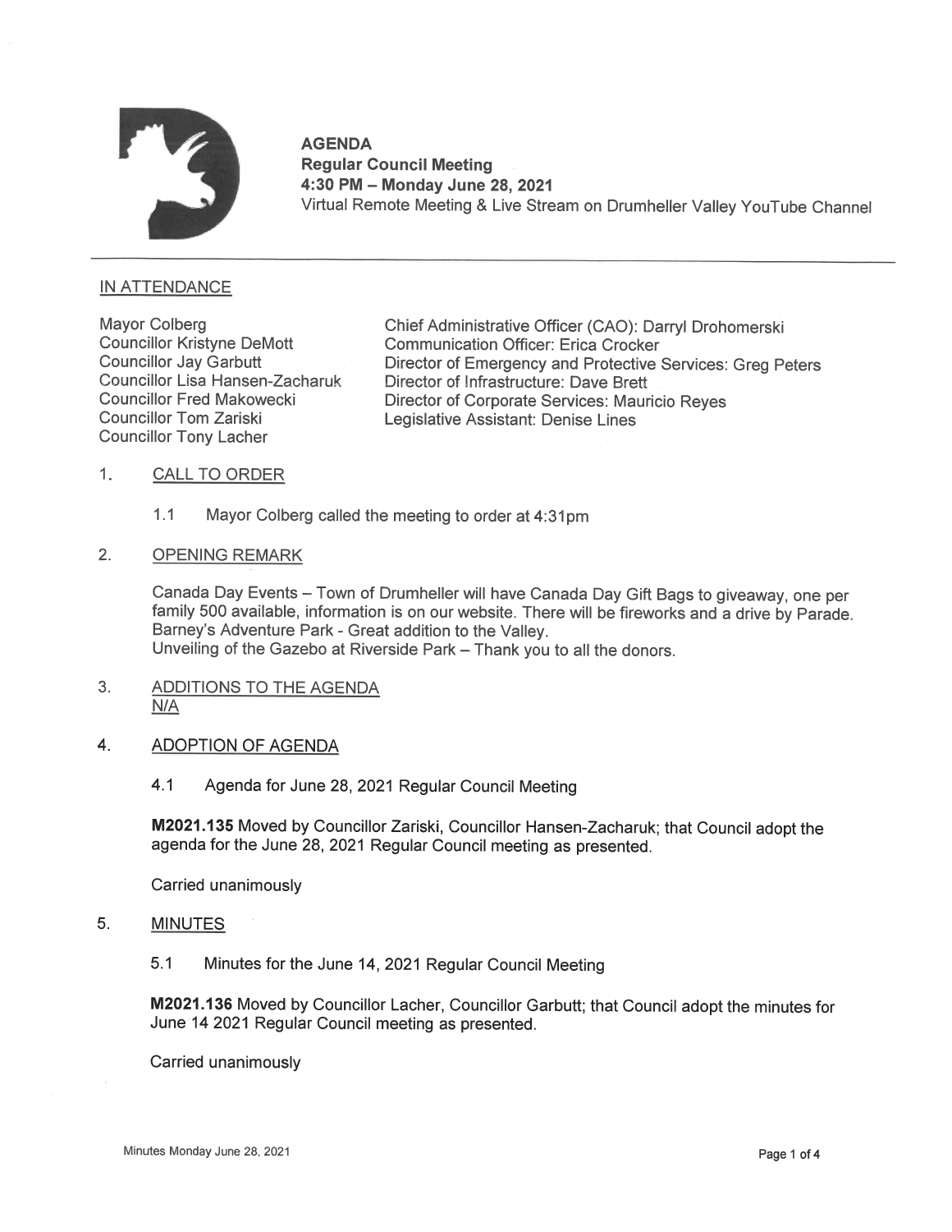**AGENDA**
**Regular Council Meeting**
**4:30 PM – Monday June 28, 2021**
Virtual Remote Meeting & Live Stream on Drumheller Valley YouTube Channel

---

## IN ATTENDANCE

Mayor Colberg
Councillor Kristyne DeMott
Councillor Jay Garbutt
Councillor Lisa Hansen-Zacharuk
Councillor Fred Makowecki
Councillor Tom Zariski
Councillor Tony Lacher

Chief Administrative Officer (CAO): Darryl Drohomerski
Communication Officer: Erica Crocker
Director of Emergency and Protective Services: Greg Peters
Director of Infrastructure: Dave Brett
Director of Corporate Services: Mauricio Reyes
Legislative Assistant: Denise Lines

## 1. CALL TO ORDER

1.1 Mayor Colberg called the meeting to order at 4:31pm

## 2. OPENING REMARK

Canada Day Events – Town of Drumheller will have Canada Day Gift Bags to giveaway, one per family 500 available, information is on our website. There will be fireworks and a drive by Parade.
Barney's Adventure Park - Great addition to the Valley.
Unveiling of the Gazebo at Riverside Park – Thank you to all the donors.

## 3. ADDITIONS TO THE AGENDA

N/A

## 4. ADOPTION OF AGENDA

4.1 Agenda for June 28, 2021 Regular Council Meeting

**M2021.135** Moved by Councillor Zariski, Councillor Hansen-Zacharuk; that Council adopt the agenda for the June 28, 2021 Regular Council meeting as presented.

Carried unanimously

## 5. MINUTES

5.1 Minutes for the June 14, 2021 Regular Council Meeting

**M2021.136** Moved by Councillor Lacher, Councillor Garbutt; that Council adopt the minutes for June 14 2021 Regular Council meeting as presented.

Carried unanimously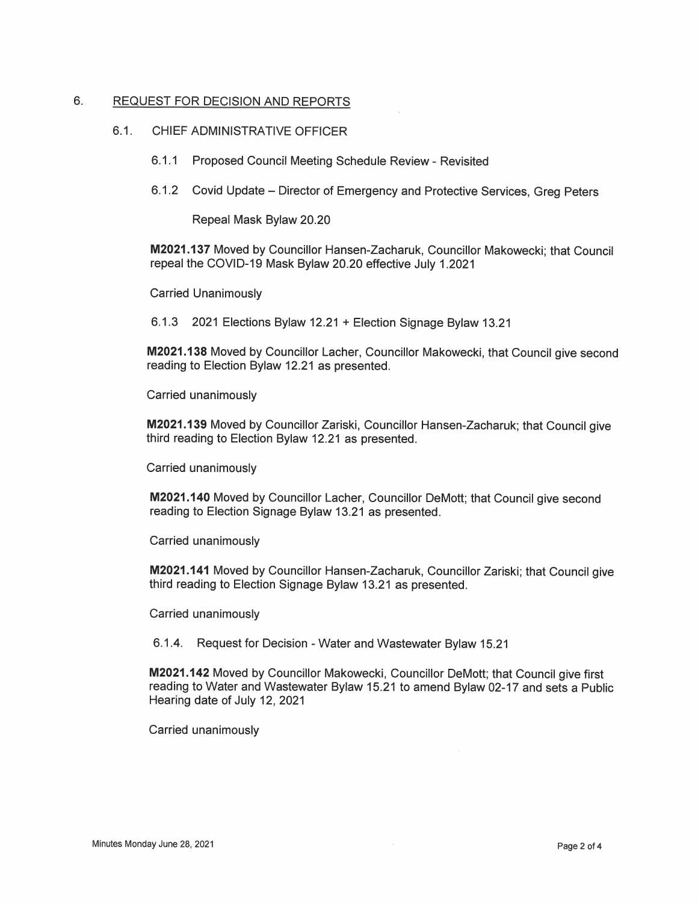## 6. REQUEST FOR DECISION AND REPORTS

### 6.1. CHIEF ADMINISTRATIVE OFFICER

6.1.1 Proposed Council Meeting Schedule Review - Revisited

6.1.2 Covid Update – Director of Emergency and Protective Services, Greg Peters

Repeal Mask Bylaw 20.20

**M2021.137** Moved by Councillor Hansen-Zacharuk, Councillor Makowecki; that Council repeal the COVID-19 Mask Bylaw 20.20 effective July 1.2021

Carried Unanimously

6.1.3 2021 Elections Bylaw 12.21 + Election Signage Bylaw 13.21

**M2021.138** Moved by Councillor Lacher, Councillor Makowecki, that Council give second reading to Election Bylaw 12.21 as presented.

Carried unanimously

**M2021.139** Moved by Councillor Zariski, Councillor Hansen-Zacharuk; that Council give third reading to Election Bylaw 12.21 as presented.

Carried unanimously

**M2021.140** Moved by Councillor Lacher, Councillor DeMott; that Council give second reading to Election Signage Bylaw 13.21 as presented.

Carried unanimously

**M2021.141** Moved by Councillor Hansen-Zacharuk, Councillor Zariski; that Council give third reading to Election Signage Bylaw 13.21 as presented.

Carried unanimously

6.1.4. Request for Decision - Water and Wastewater Bylaw 15.21

**M2021.142** Moved by Councillor Makowecki, Councillor DeMott; that Council give first reading to Water and Wastewater Bylaw 15.21 to amend Bylaw 02-17 and sets a Public Hearing date of July 12, 2021

Carried unanimously

Minutes Monday June 28, 2021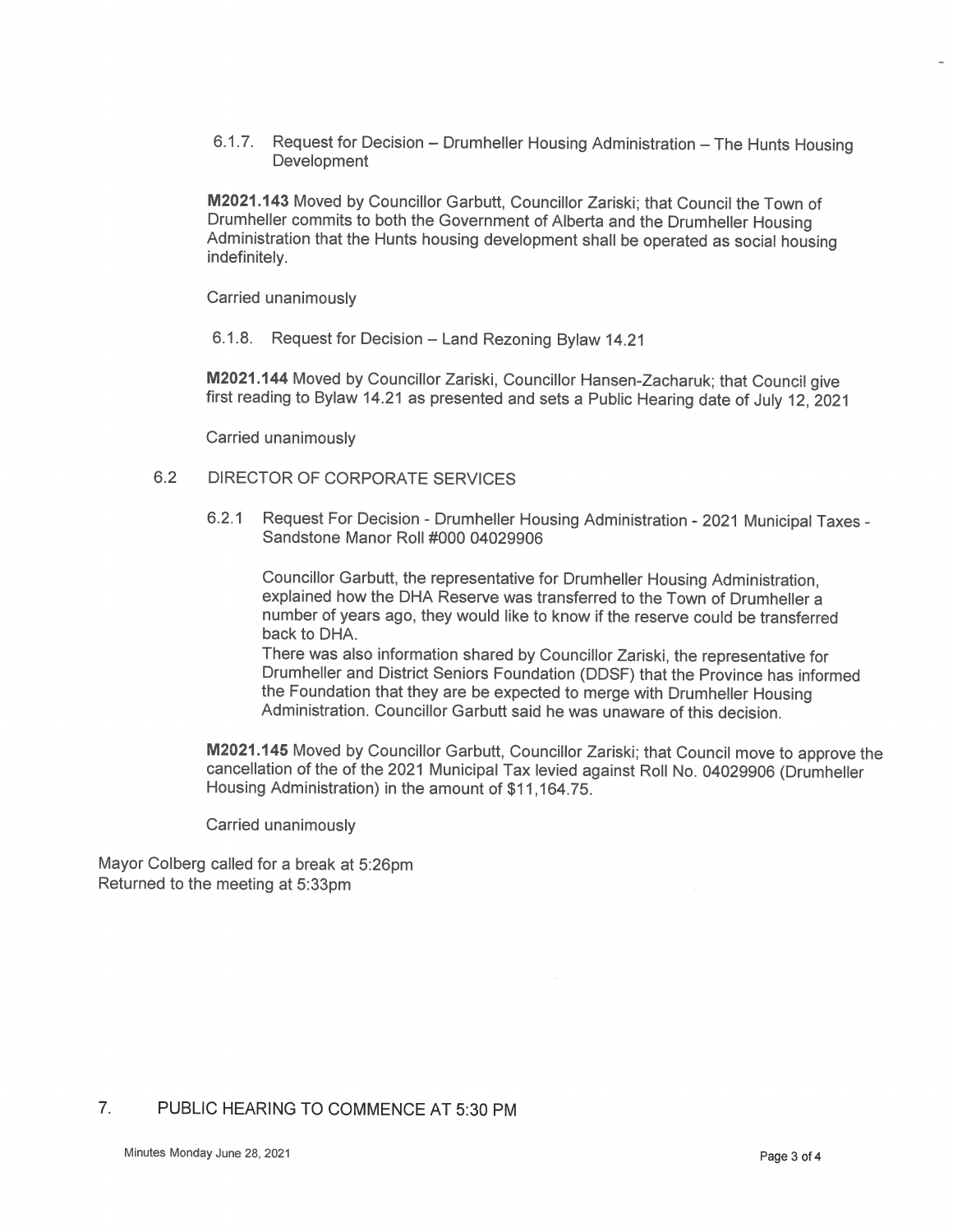6.1.7. Request for Decision – Drumheller Housing Administration – The Hunts Housing Development

**M2021.143** Moved by Councillor Garbutt, Councillor Zariski; that Council the Town of Drumheller commits to both the Government of Alberta and the Drumheller Housing Administration that the Hunts housing development shall be operated as social housing indefinitely.

Carried unanimously

6.1.8. Request for Decision – Land Rezoning Bylaw 14.21

**M2021.144** Moved by Councillor Zariski, Councillor Hansen-Zacharuk; that Council give first reading to Bylaw 14.21 as presented and sets a Public Hearing date of July 12, 2021

Carried unanimously

## 6.2 DIRECTOR OF CORPORATE SERVICES

6.2.1 Request For Decision - Drumheller Housing Administration - 2021 Municipal Taxes - Sandstone Manor Roll #000 04029906

Councillor Garbutt, the representative for Drumheller Housing Administration, explained how the DHA Reserve was transferred to the Town of Drumheller a number of years ago, they would like to know if the reserve could be transferred back to DHA.

There was also information shared by Councillor Zariski, the representative for Drumheller and District Seniors Foundation (DDSF) that the Province has informed the Foundation that they are be expected to merge with Drumheller Housing Administration. Councillor Garbutt said he was unaware of this decision.

**M2021.145** Moved by Councillor Garbutt, Councillor Zariski; that Council move to approve the cancellation of the of the 2021 Municipal Tax levied against Roll No. 04029906 (Drumheller Housing Administration) in the amount of $11,164.75.

Carried unanimously

Mayor Colberg called for a break at 5:26pm
Returned to the meeting at 5:33pm

## 7. PUBLIC HEARING TO COMMENCE AT 5:30 PM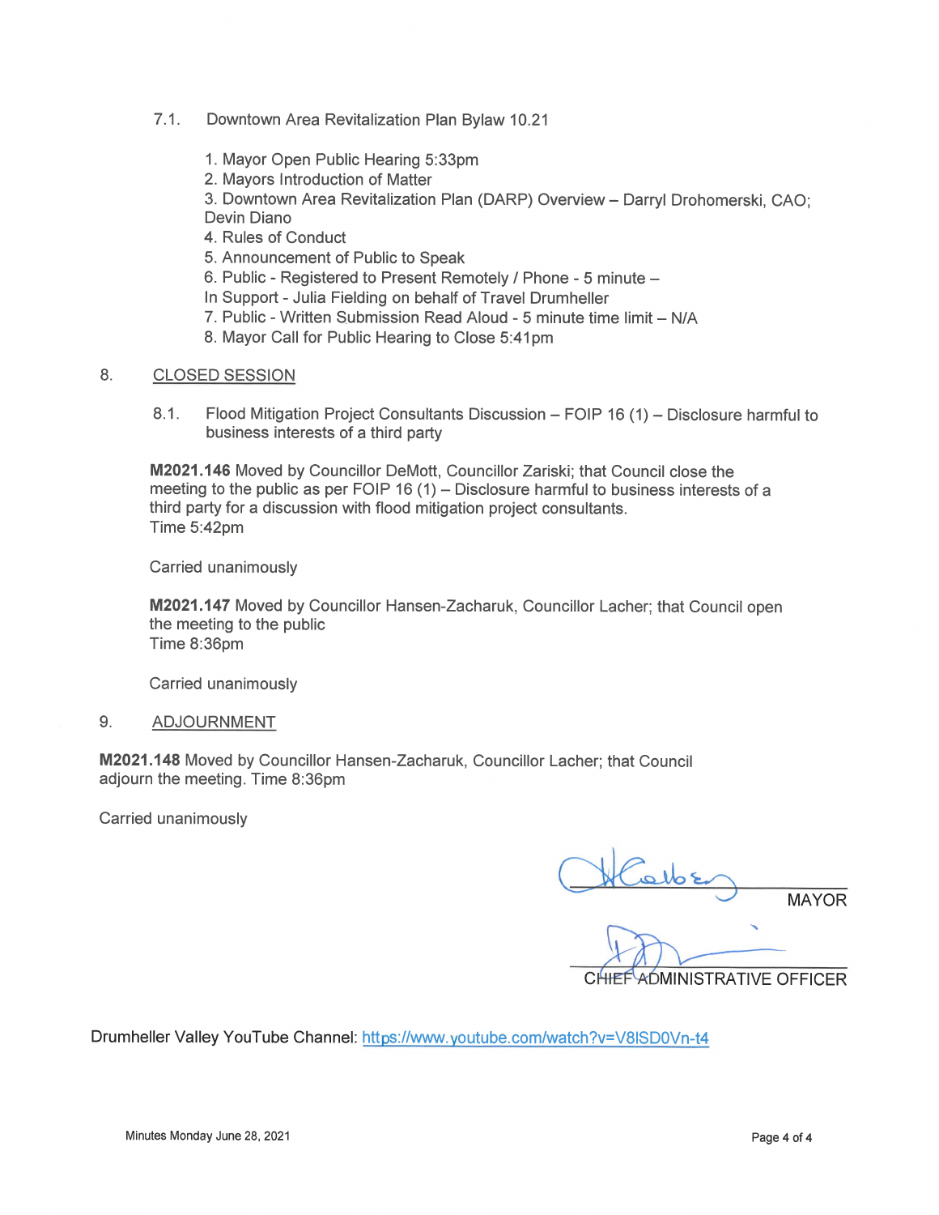7.1. Downtown Area Revitalization Plan Bylaw 10.21

1. Mayor Open Public Hearing 5:33pm
2. Mayors Introduction of Matter
3. Downtown Area Revitalization Plan (DARP) Overview – Darryl Drohomerski, CAO; Devin Diano
4. Rules of Conduct
5. Announcement of Public to Speak
6. Public - Registered to Present Remotely / Phone - 5 minute – In Support - Julia Fielding on behalf of Travel Drumheller
7. Public - Written Submission Read Aloud - 5 minute time limit – N/A
8. Mayor Call for Public Hearing to Close 5:41pm

8. CLOSED SESSION

8.1. Flood Mitigation Project Consultants Discussion – FOIP 16 (1) – Disclosure harmful to business interests of a third party

**M2021.146** Moved by Councillor DeMott, Councillor Zariski; that Council close the meeting to the public as per FOIP 16 (1) – Disclosure harmful to business interests of a third party for a discussion with flood mitigation project consultants.
Time 5:42pm

Carried unanimously

**M2021.147** Moved by Councillor Hansen-Zacharuk, Councillor Lacher; that Council open the meeting to the public
Time 8:36pm

Carried unanimously

9. ADJOURNMENT

**M2021.148** Moved by Councillor Hansen-Zacharuk, Councillor Lacher; that Council adjourn the meeting. Time 8:36pm

Carried unanimously

MAYOR

CHIEF ADMINISTRATIVE OFFICER

Drumheller Valley YouTube Channel: https://www.youtube.com/watch?v=V8lSD0Vn-t4

Minutes Monday June 28, 2021